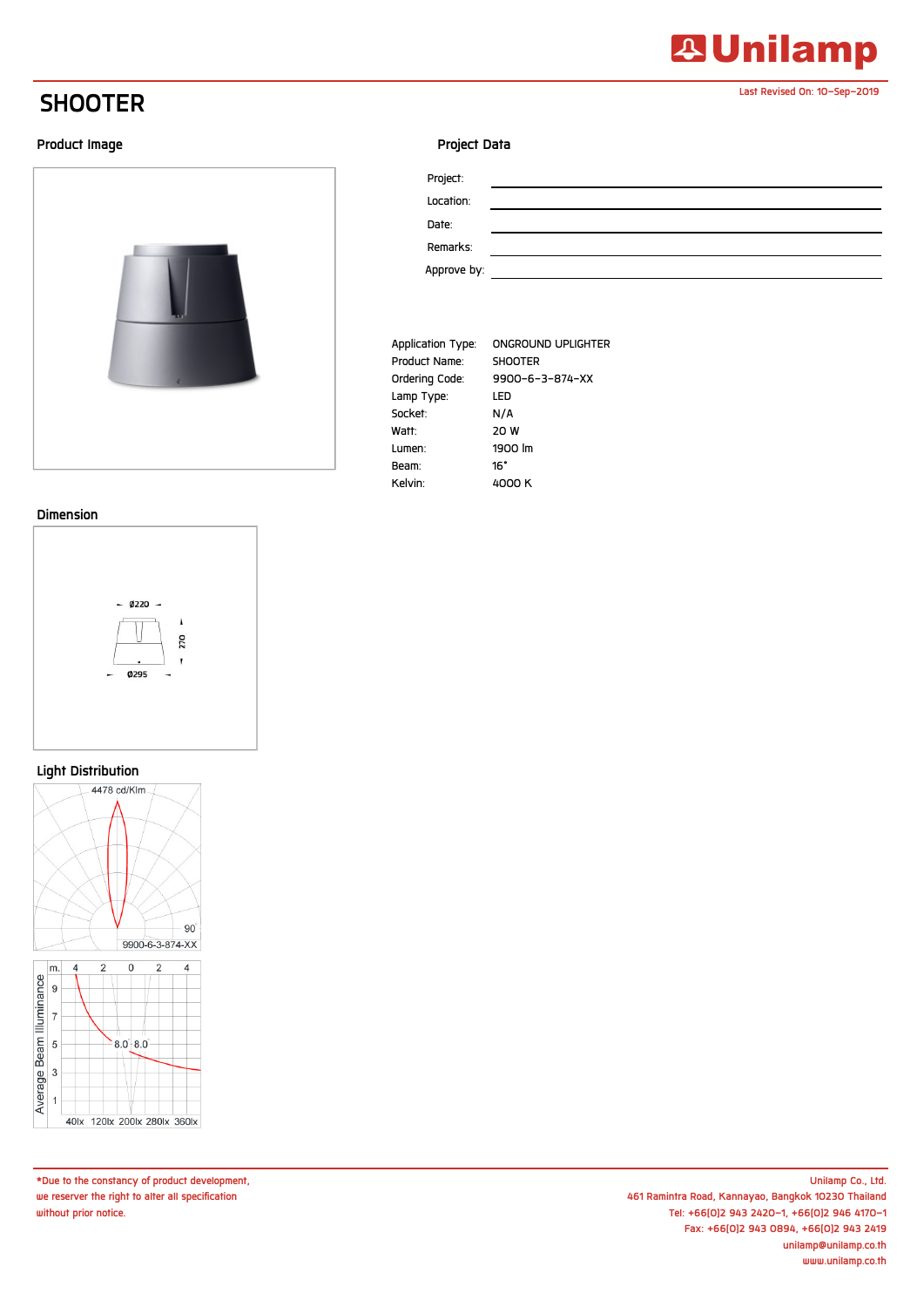# SHOOTER

Last Revised On: 10–Sep–2019

## Product Image

## Project Data

Project: \_\_\_\_\_\_\_\_\_\_

Location: \_\_\_\_\_\_\_\_\_\_

Date: \_\_\_\_\_\_\_\_\_\_

Remarks: \_\_\_\_\_\_\_\_\_\_

Approve by: \_\_\_\_\_\_\_\_\_\_

| | |
|---|---|
| Application Type: | ONGROUND UPLIGHTER |
| Product Name: | SHOOTER |
| Ordering Code: | 9900–6–3–874–XX |
| Lamp Type: | LED |
| Socket: | N/A |
| Watt: | 20 W |
| Lumen: | 1900 lm |
| Beam: | 16° |
| Kelvin: | 4000 K |

## Dimension

Ø220

270

Ø295

## Light Distribution

4478 cd/Klm

90

9900-6-3-874-XX

Average Beam Illuminance

m. 4 2 0 2 4

9 7 5 3 1

8.0 8.0

40lx 120lx 200lx 280lx 360lx

---

*Due to the constancy of product development, we reserver the right to alter all specification without prior notice.

Unilamp Co., Ltd.
461 Ramintra Road, Kannayao, Bangkok 10230 Thailand
Tel: +66(0)2 943 2420–1, +66(0)2 946 4170–1
Fax: +66(0)2 943 0894, +66(0)2 943 2419
unilamp@unilamp.co.th
www.unilamp.co.th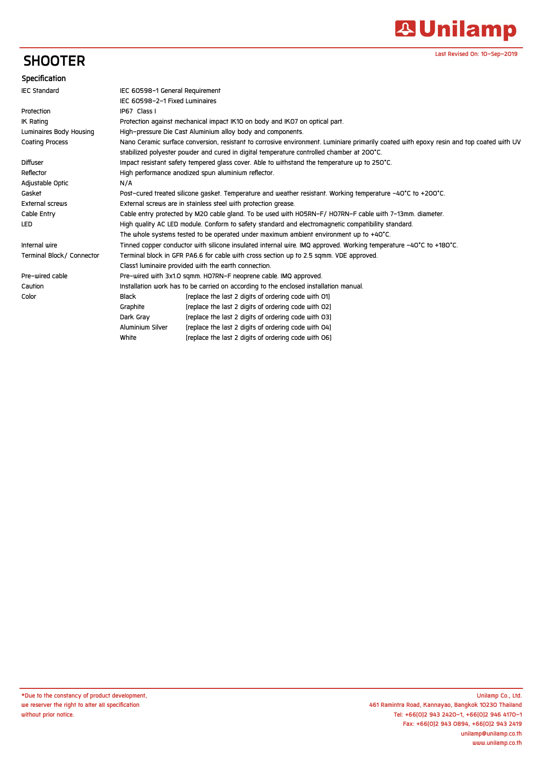# SHOOTER

Last Revised On: 10-Sep-2019

## Specification

| | | |
|---|---|---|
| IEC Standard | IEC 60598-1 General Requirement | |
| | IEC 60598-2-1 Fixed Luminaires | |
| Protection | IP67 Class I | |
| IK Rating | Protection against mechanical impact IK10 on body and IK07 on optical part. | |
| Luminaires Body Housing | High-pressure Die Cast Aluminium alloy body and components. | |
| Coating Process | Nano Ceramic surface conversion, resistant to corrosive environment. Luminiare primarily coated with epoxy resin and top coated with UV stabilized polyester powder and cured in digital temperature controlled chamber at 200°C. | |
| Diffuser | Impact resistant safety tempered glass cover. Able to withstand the temperature up to 250°C. | |
| Reflector | High performance anodized spun aluminium reflector. | |
| Adjustable Optic | N/A | |
| Gasket | Post-cured treated silicone gasket. Temperature and weather resistant. Working temperature -40°C to +200°C. | |
| External screws | External screws are in stainless steel with protection grease. | |
| Cable Entry | Cable entry protected by M20 cable gland. To be used with H05RN-F/ H07RN-F cable with 7-13mm. diameter. | |
| LED | High quality AC LED module. Conform to safety standard and electromagnetic compatibility standard. | |
| | The whole systems tested to be operated under maximum ambient environment up to +40°C. | |
| Internal wire | Tinned copper conductor with silicone insulated internal wire. IMQ approved. Working temperature -40°C to +180°C. | |
| Terminal Block/ Connector | Terminal block in GFR PA6.6 for cable with cross section up to 2.5 sqmm. VDE approved. | |
| | Class1 luminaire provided with the earth connection. | |
| Pre-wired cable | Pre-wired with 3x1.0 sqmm. H07RN-F neoprene cable. IMQ approved. | |
| Caution | Installation work has to be carried on according to the enclosed installation manual. | |
| Color | Black | (replace the last 2 digits of ordering code with 01) |
| | Graphite | (replace the last 2 digits of ordering code with 02) |
| | Dark Gray | (replace the last 2 digits of ordering code with 03) |
| | Aluminium Silver | (replace the last 2 digits of ordering code with 04) |
| | White | (replace the last 2 digits of ordering code with 06) |

*Due to the constancy of product development, we reserver the right to alter all specification without prior notice.

Unilamp Co., Ltd.
461 Ramintra Road, Kannayao, Bangkok 10230 Thailand
Tel: +66(0)2 943 2420-1, +66(0)2 946 4170-1
Fax: +66(0)2 943 0894, +66(0)2 943 2419
unilamp@unilamp.co.th
www.unilamp.co.th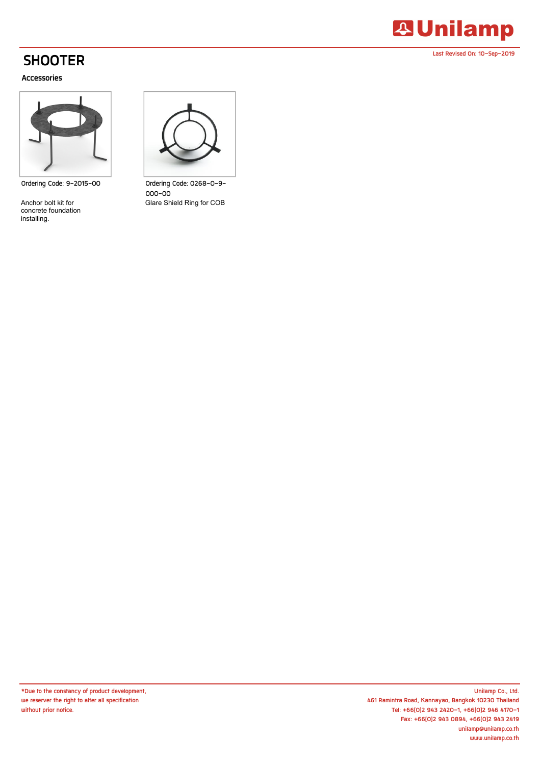# SHOOTER

Last Revised On: 10-Sep-2019

## Accessories

Ordering Code: 9-2015-00

Anchor bolt kit for concrete foundation installing.

Ordering Code: 0268-0-9-000-00

Glare Shield Ring for COB

*Due to the constancy of product development, we reserver the right to alter all specification without prior notice.

Unilamp Co., Ltd.
461 Ramintra Road, Kannayao, Bangkok 10230 Thailand
Tel: +66(0)2 943 2420-1, +66(0)2 946 4170-1
Fax: +66(0)2 943 0894, +66(0)2 943 2419
unilamp@unilamp.co.th
www.unilamp.co.th